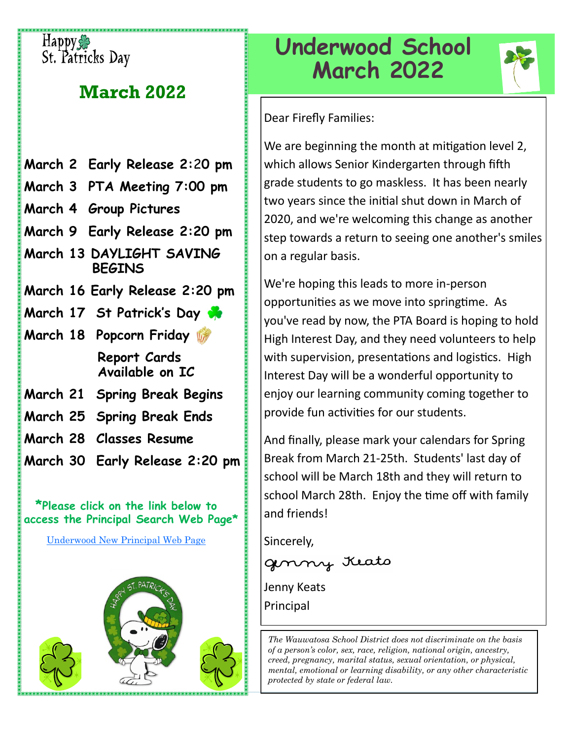Happy St. Patricks Day

## March 2022

**March 2 Early Release 2:20 pm**

**March 3 PTA Meeting 7:00 pm**

**March 4 Group Pictures**

**March 9 Early Release 2:20 pm**

**March 13 DAYLIGHT SAVING BEGINS**

**March 16 Early Release 2:20 pm**

**March 17 St Patrick's Day**

**March 18 Popcorn Friday**

**Report Cards Available on IC**

**March 21 Spring Break Begins**

**March 25 Spring Break Ends**

**March 28 Classes Resume**

**March 30 Early Release 2:20 pm**

***Please click on the link below to access the Principal Search Web Page***

[Underwood New Principal Web Page]

# Underwood School March 2022

Dear Firefly Families:

We are beginning the month at mitigation level 2, which allows Senior Kindergarten through fifth grade students to go maskless. It has been nearly two years since the initial shut down in March of 2020, and we're welcoming this change as another step towards a return to seeing one another's smiles on a regular basis.

We're hoping this leads to more in-person opportunities as we move into springtime. As you've read by now, the PTA Board is hoping to hold High Interest Day, and they need volunteers to help with supervision, presentations and logistics. High Interest Day will be a wonderful opportunity to enjoy our learning community coming together to provide fun activities for our students.

And finally, please mark your calendars for Spring Break from March 21-25th. Students' last day of school will be March 18th and they will return to school March 28th. Enjoy the time off with family and friends!

Sincerely,

Jenny Keats

Jenny Keats
Principal

*The Wauwatosa School District does not discriminate on the basis of a person's color, sex, race, religion, national origin, ancestry, creed, pregnancy, marital status, sexual orientation, or physical, mental, emotional or learning disability, or any other characteristic protected by state or federal law.*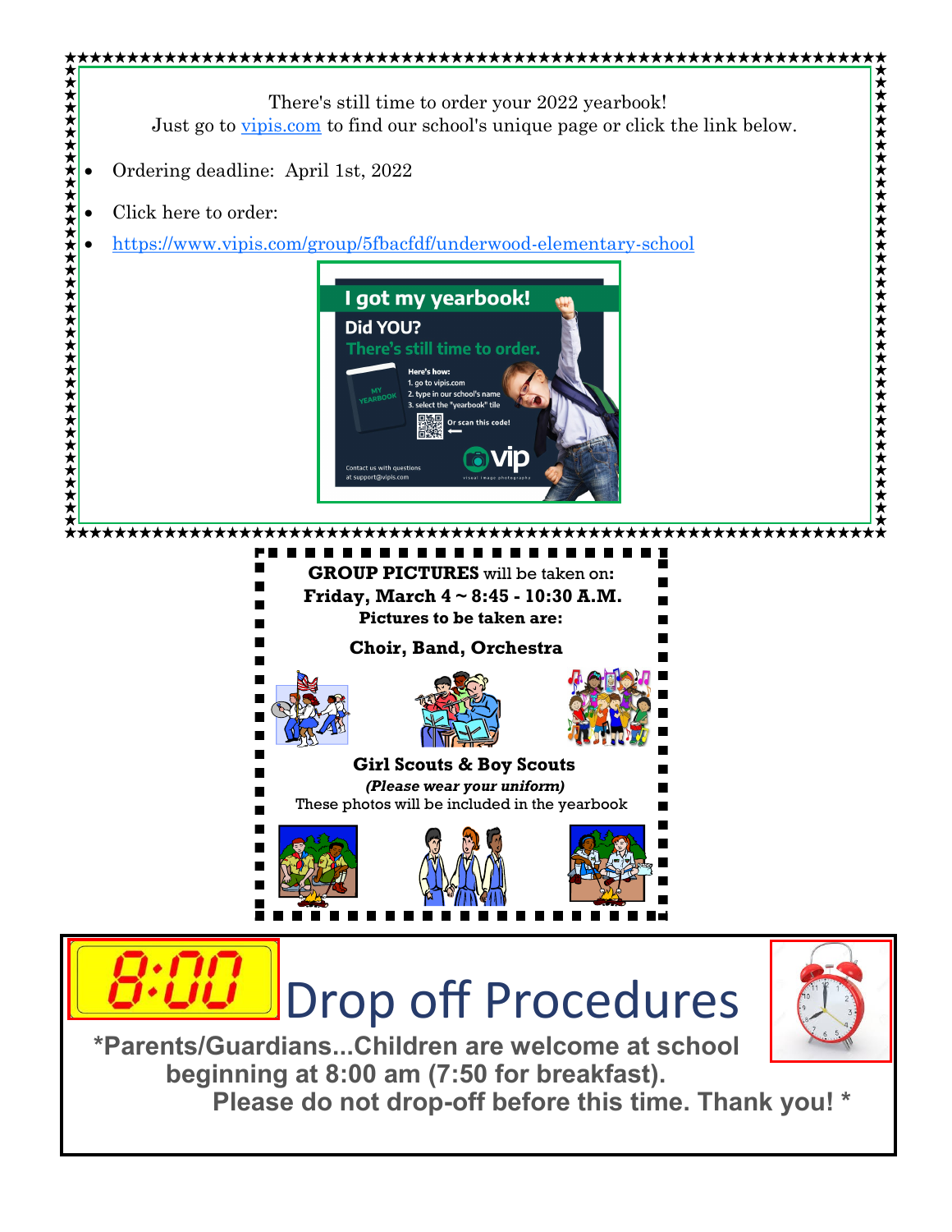There's still time to order your 2022 yearbook!
Just go to [vipis.com](vipis.com) to find our school's unique page or click the link below.

- Ordering deadline: April 1st, 2022
- Click here to order:
- https://www.vipis.com/group/5fbacfdf/underwood-elementary-school

**I got my yearbook!**

**Did YOU?**

**There's still time to order.**

Here's how:
1. go to vipis.com
2. type in our school's name
3. select the "yearbook" tile

Or scan this code!

Contact us with questions at support@vipis.com

---

**GROUP PICTURES** will be taken on:
**Friday, March 4 ~ 8:45 - 10:30 A.M.**
**Pictures to be taken are:**

**Choir, Band, Orchestra**

**Girl Scouts & Boy Scouts**
***(Please wear your uniform)***
These photos will be included in the yearbook

---

# Drop off Procedures

**\*Parents/Guardians...Children are welcome at school beginning at 8:00 am (7:50 for breakfast). Please do not drop-off before this time. Thank you! \***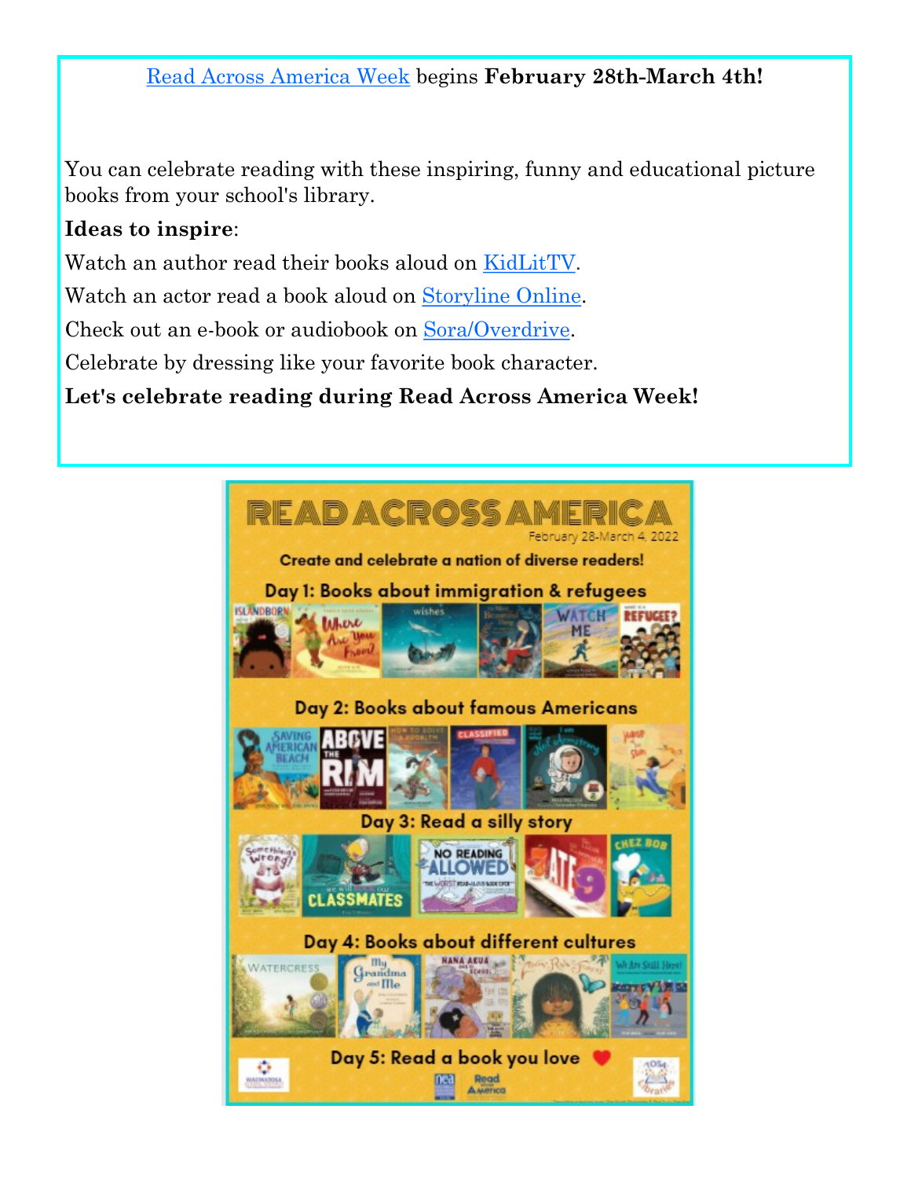Read Across America Week begins **February 28th-March 4th!**

You can celebrate reading with these inspiring, funny and educational picture books from your school's library.

**Ideas to inspire**:

Watch an author read their books aloud on KidLitTV.

Watch an actor read a book aloud on Storyline Online.

Check out an e-book or audiobook on Sora/Overdrive.

Celebrate by dressing like your favorite book character.

**Let's celebrate reading during Read Across America Week!**

READ ACROSS AMERICA

February 28-March 4, 2022

Create and celebrate a nation of diverse readers!

Day 1: Books about immigration & refugees

Day 2: Books about famous Americans

Day 3: Read a silly story

Day 4: Books about different cultures

Day 5: Read a book you love